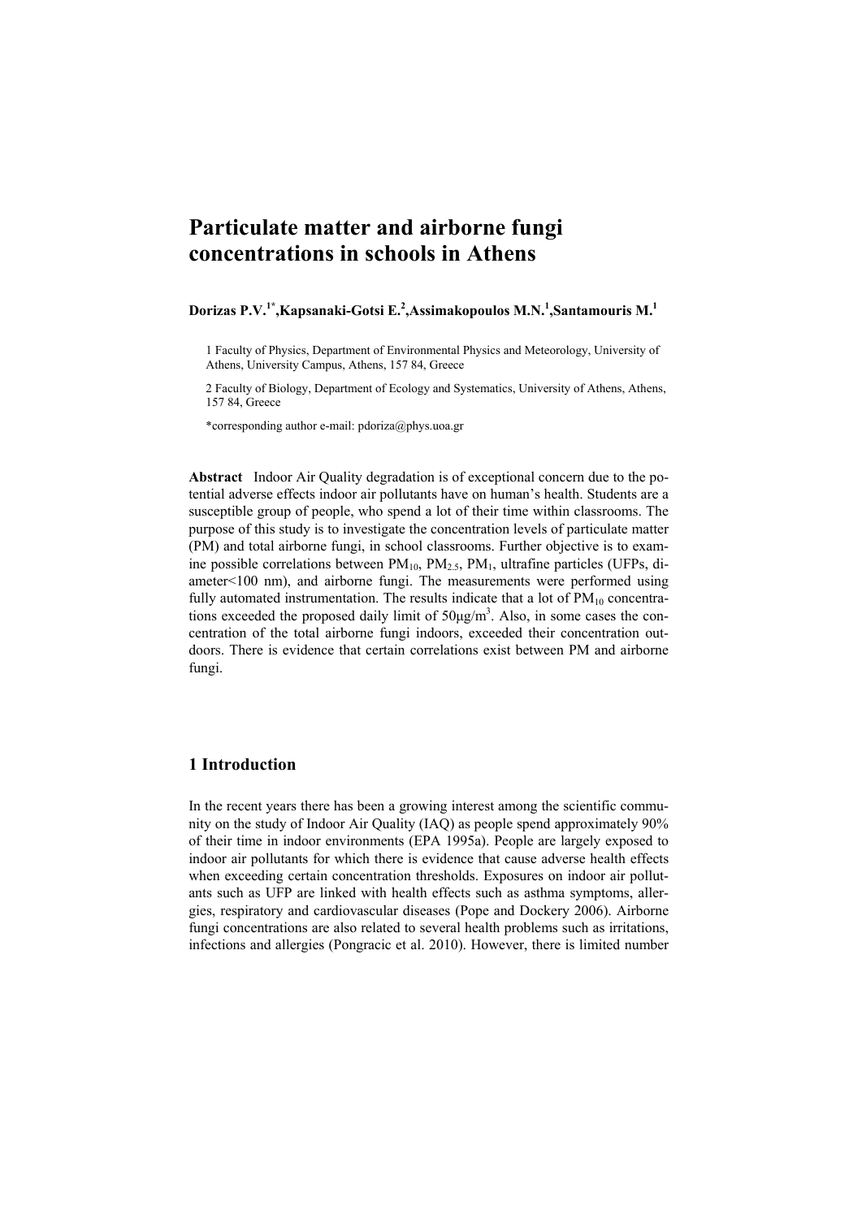# Particulate matter and airborne fungi concentrations in schools in Athens

**Dorizas P.V.[1*], Kapsanaki-Gotsi E.[2], Assimakopoulos M.N.[1], Santamouris M.[1]**

1 Faculty of Physics, Department of Environmental Physics and Meteorology, University of Athens, University Campus, Athens, 157 84, Greece

2 Faculty of Biology, Department of Ecology and Systematics, University of Athens, Athens, 157 84, Greece

*corresponding author e-mail: pdoriza@phys.uoa.gr

**Abstract** Indoor Air Quality degradation is of exceptional concern due to the potential adverse effects indoor air pollutants have on human's health. Students are a susceptible group of people, who spend a lot of their time within classrooms. The purpose of this study is to investigate the concentration levels of particulate matter (PM) and total airborne fungi, in school classrooms. Further objective is to examine possible correlations between $PM_{10}$, $PM_{2.5}$, $PM_1$, ultrafine particles (UFPs, diameter<100 nm), and airborne fungi. The measurements were performed using fully automated instrumentation. The results indicate that a lot of $PM_{10}$ concentrations exceeded the proposed daily limit of $50 \mu g/m^3$. Also, in some cases the concentration of the total airborne fungi indoors, exceeded their concentration outdoors. There is evidence that certain correlations exist between PM and airborne fungi.

## 1 Introduction

In the recent years there has been a growing interest among the scientific community on the study of Indoor Air Quality (IAQ) as people spend approximately 90% of their time in indoor environments (EPA 1995a). People are largely exposed to indoor air pollutants for which there is evidence that cause adverse health effects when exceeding certain concentration thresholds. Exposures on indoor air pollutants such as UFP are linked with health effects such as asthma symptoms, allergies, respiratory and cardiovascular diseases (Pope and Dockery 2006). Airborne fungi concentrations are also related to several health problems such as irritations, infections and allergies (Pongracic et al. 2010). However, there is limited number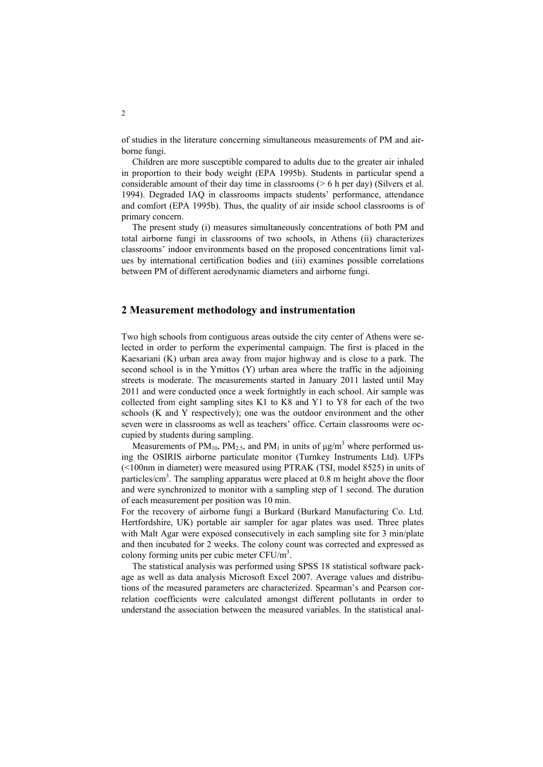of studies in the literature concerning simultaneous measurements of PM and airborne fungi.

Children are more susceptible compared to adults due to the greater air inhaled in proportion to their body weight (EPA 1995b). Students in particular spend a considerable amount of their day time in classrooms (> 6 h per day) (Silvers et al. 1994). Degraded IAQ in classrooms impacts students' performance, attendance and comfort (EPA 1995b). Thus, the quality of air inside school classrooms is of primary concern.

The present study (i) measures simultaneously concentrations of both PM and total airborne fungi in classrooms of two schools, in Athens (ii) characterizes classrooms' indoor environments based on the proposed concentrations limit values by international certification bodies and (iii) examines possible correlations between PM of different aerodynamic diameters and airborne fungi.

## 2 Measurement methodology and instrumentation

Two high schools from contiguous areas outside the city center of Athens were selected in order to perform the experimental campaign. The first is placed in the Kaesariani (K) urban area away from major highway and is close to a park. The second school is in the Ymittos (Y) urban area where the traffic in the adjoining streets is moderate. The measurements started in January 2011 lasted until May 2011 and were conducted once a week fortnightly in each school. Air sample was collected from eight sampling sites K1 to K8 and Y1 to Y8 for each of the two schools (K and Y respectively); one was the outdoor environment and the other seven were in classrooms as well as teachers' office. Certain classrooms were occupied by students during sampling.

Measurements of $PM_{10}$, $PM_{2.5}$, and $PM_1$ in units of $\mu g/m^3$ where performed using the OSIRIS airborne particulate monitor (Turnkey Instruments Ltd). UFPs (<100nm in diameter) were measured using PTRAK (TSI, model 8525) in units of particles/$cm^3$. The sampling apparatus were placed at 0.8 m height above the floor and were synchronized to monitor with a sampling step of 1 second. The duration of each measurement per position was 10 min.

For the recovery of airborne fungi a Burkard (Burkard Manufacturing Co. Ltd. Hertfordshire, UK) portable air sampler for agar plates was used. Three plates with Malt Agar were exposed consecutively in each sampling site for 3 min/plate and then incubated for 2 weeks. The colony count was corrected and expressed as colony forming units per cubic meter CFU/$m^3$.

The statistical analysis was performed using SPSS 18 statistical software package as well as data analysis Microsoft Excel 2007. Average values and distributions of the measured parameters are characterized. Spearman's and Pearson correlation coefficients were calculated amongst different pollutants in order to understand the association between the measured variables. In the statistical anal-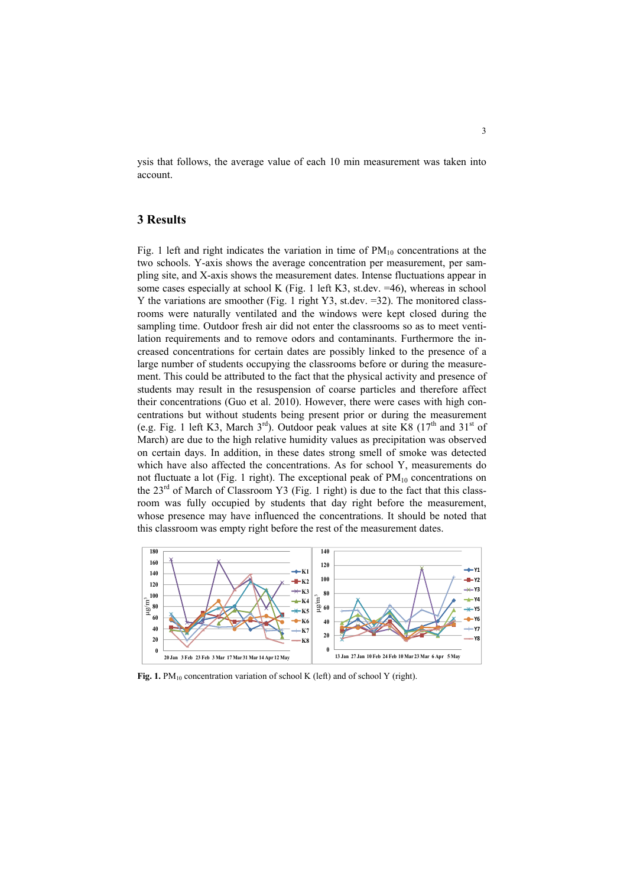ysis that follows, the average value of each 10 min measurement was taken into account.

## 3 Results

Fig. 1 left and right indicates the variation in time of $PM_{10}$ concentrations at the two schools. Y-axis shows the average concentration per measurement, per sampling site, and X-axis shows the measurement dates. Intense fluctuations appear in some cases especially at school K (Fig. 1 left K3, st.dev. =46), whereas in school Y the variations are smoother (Fig. 1 right Y3, st.dev. =32). The monitored classrooms were naturally ventilated and the windows were kept closed during the sampling time. Outdoor fresh air did not enter the classrooms so as to meet ventilation requirements and to remove odors and contaminants. Furthermore the increased concentrations for certain dates are possibly linked to the presence of a large number of students occupying the classrooms before or during the measurement. This could be attributed to the fact that the physical activity and presence of students may result in the resuspension of coarse particles and therefore affect their concentrations (Guo et al. 2010). However, there were cases with high concentrations but without students being present prior or during the measurement (e.g. Fig. 1 left K3, March 3rd). Outdoor peak values at site K8 (17th and 31st of March) are due to the high relative humidity values as precipitation was observed on certain days. In addition, in these dates strong smell of smoke was detected which have also affected the concentrations. As for school Y, measurements do not fluctuate a lot (Fig. 1 right). The exceptional peak of $PM_{10}$ concentrations on the 23rd of March of Classroom Y3 (Fig. 1 right) is due to the fact that this classroom was fully occupied by students that day right before the measurement, whose presence may have influenced the concentrations. It should be noted that this classroom was empty right before the rest of the measurement dates.

**Fig. 1.** $PM_{10}$ concentration variation of school K (left) and of school Y (right).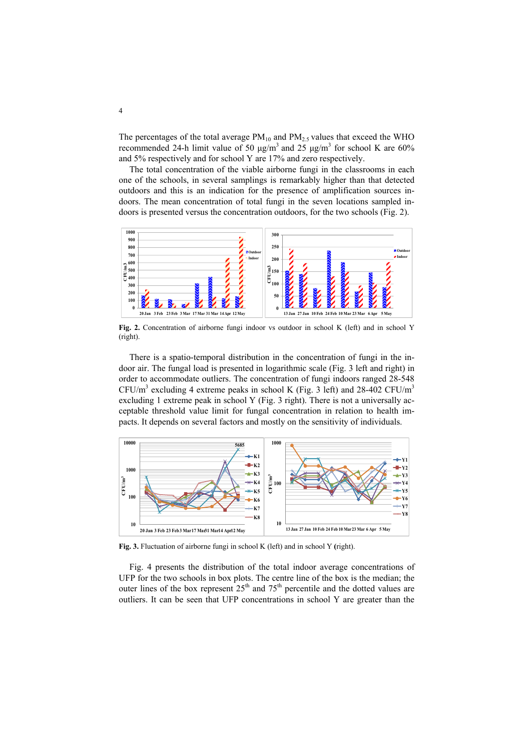The percentages of the total average $PM_{10}$ and $PM_{2.5}$ values that exceed the WHO recommended 24-h limit value of 50 μg/m$^3$ and 25 μg/m$^3$ for school K are 60% and 5% respectively and for school Y are 17% and zero respectively.

The total concentration of the viable airborne fungi in the classrooms in each one of the schools, in several samplings is remarkably higher than that detected outdoors and this is an indication for the presence of amplification sources indoors. The mean concentration of total fungi in the seven locations sampled indoors is presented versus the concentration outdoors, for the two schools (Fig. 2).

**Fig. 2.** Concentration of airborne fungi indoor vs outdoor in school K (left) and in school Y (right).

There is a spatio-temporal distribution in the concentration of fungi in the indoor air. The fungal load is presented in logarithmic scale (Fig. 3 left and right) in order to accommodate outliers. The concentration of fungi indoors ranged 28-548 CFU/m$^3$ excluding 4 extreme peaks in school K (Fig. 3 left) and 28-402 CFU/m$^3$ excluding 1 extreme peak in school Y (Fig. 3 right). There is not a universally acceptable threshold value limit for fungal concentration in relation to health impacts. It depends on several factors and mostly on the sensitivity of individuals.

**Fig. 3.** Fluctuation of airborne fungi in school K (left) and in school Y (**right**).

Fig. 4 presents the distribution of the total indoor average concentrations of UFP for the two schools in box plots. The centre line of the box is the median; the outer lines of the box represent 25$^{th}$ and 75$^{th}$ percentile and the dotted values are outliers. It can be seen that UFP concentrations in school Y are greater than the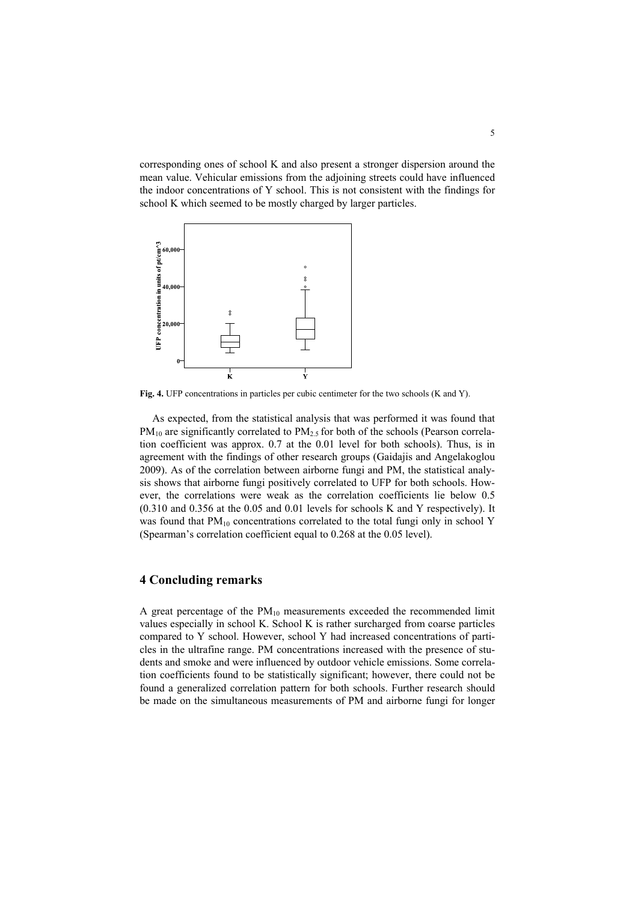corresponding ones of school K and also present a stronger dispersion around the mean value. Vehicular emissions from the adjoining streets could have influenced the indoor concentrations of Y school. This is not consistent with the findings for school K which seemed to be mostly charged by larger particles.

**Fig. 4.** UFP concentrations in particles per cubic centimeter for the two schools (K and Y).

As expected, from the statistical analysis that was performed it was found that $PM_{10}$ are significantly correlated to $PM_{2.5}$ for both of the schools (Pearson correlation coefficient was approx. 0.7 at the 0.01 level for both schools). Thus, is in agreement with the findings of other research groups (Gaidajis and Angelakoglou 2009). As of the correlation between airborne fungi and PM, the statistical analysis shows that airborne fungi positively correlated to UFP for both schools. However, the correlations were weak as the correlation coefficients lie below 0.5 (0.310 and 0.356 at the 0.05 and 0.01 levels for schools K and Y respectively). It was found that $PM_{10}$ concentrations correlated to the total fungi only in school Y (Spearman's correlation coefficient equal to 0.268 at the 0.05 level).

## 4 Concluding remarks

A great percentage of the $PM_{10}$ measurements exceeded the recommended limit values especially in school K. School K is rather surcharged from coarse particles compared to Y school. However, school Y had increased concentrations of particles in the ultrafine range. PM concentrations increased with the presence of students and smoke and were influenced by outdoor vehicle emissions. Some correlation coefficients found to be statistically significant; however, there could not be found a generalized correlation pattern for both schools. Further research should be made on the simultaneous measurements of PM and airborne fungi for longer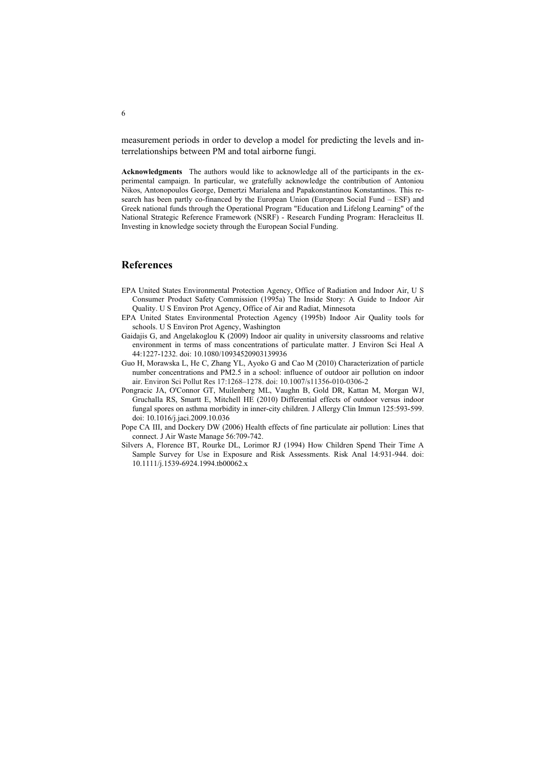measurement periods in order to develop a model for predicting the levels and interrelationships between PM and total airborne fungi.

**Acknowledgments** The authors would like to acknowledge all of the participants in the experimental campaign. In particular, we gratefully acknowledge the contribution of Antoniou Nikos, Antonopoulos George, Demertzi Marialena and Papakonstantinou Konstantinos. This research has been partly co-financed by the European Union (European Social Fund – ESF) and Greek national funds through the Operational Program "Education and Lifelong Learning" of the National Strategic Reference Framework (NSRF) - Research Funding Program: Heracleitus II. Investing in knowledge society through the European Social Funding.

## References

EPA United States Environmental Protection Agency, Office of Radiation and Indoor Air, U S Consumer Product Safety Commission (1995a) The Inside Story: A Guide to Indoor Air Quality. U S Environ Prot Agency, Office of Air and Radiat, Minnesota

EPA United States Environmental Protection Agency (1995b) Indoor Air Quality tools for schools. U S Environ Prot Agency, Washington

Gaidajis G, and Angelakoglou K (2009) Indoor air quality in university classrooms and relative environment in terms of mass concentrations of particulate matter. J Environ Sci Heal A 44:1227-1232. doi: 10.1080/10934520903139936

Guo H, Morawska L, He C, Zhang YL, Ayoko G and Cao M (2010) Characterization of particle number concentrations and PM2.5 in a school: influence of outdoor air pollution on indoor air. Environ Sci Pollut Res 17:1268–1278. doi: 10.1007/s11356-010-0306-2

Pongracic JA, O'Connor GT, Muilenberg ML, Vaughn B, Gold DR, Kattan M, Morgan WJ, Gruchalla RS, Smartt E, Mitchell HE (2010) Differential effects of outdoor versus indoor fungal spores on asthma morbidity in inner-city children. J Allergy Clin Immun 125:593-599. doi: 10.1016/j.jaci.2009.10.036

Pope CA III, and Dockery DW (2006) Health effects of fine particulate air pollution: Lines that connect. J Air Waste Manage 56:709-742.

Silvers A, Florence BT, Rourke DL, Lorimor RJ (1994) How Children Spend Their Time A Sample Survey for Use in Exposure and Risk Assessments. Risk Anal 14:931-944. doi: 10.1111/j.1539-6924.1994.tb00062.x